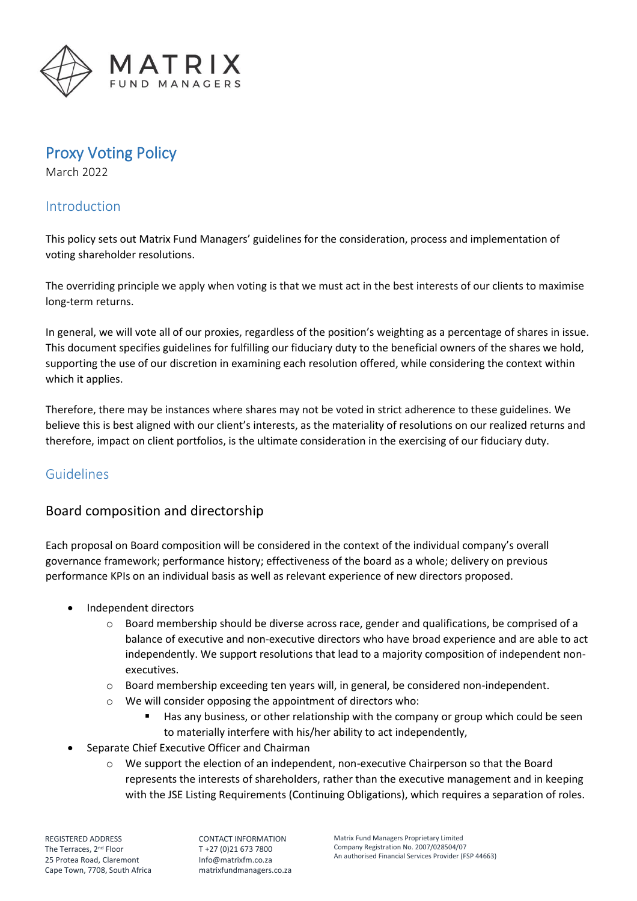# Proxy Voting Policy

March 2022

## Introduction

This policy sets out Matrix Fund Managers' guidelines for the consideration, process and implementation of voting shareholder resolutions.

The overriding principle we apply when voting is that we must act in the best interests of our clients to maximise long-term returns.

In general, we will vote all of our proxies, regardless of the position's weighting as a percentage of shares in issue. This document specifies guidelines for fulfilling our fiduciary duty to the beneficial owners of the shares we hold, supporting the use of our discretion in examining each resolution offered, while considering the context within which it applies.

Therefore, there may be instances where shares may not be voted in strict adherence to these guidelines. We believe this is best aligned with our client's interests, as the materiality of resolutions on our realized returns and therefore, impact on client portfolios, is the ultimate consideration in the exercising of our fiduciary duty.

## Guidelines

### Board composition and directorship

Each proposal on Board composition will be considered in the context of the individual company's overall governance framework; performance history; effectiveness of the board as a whole; delivery on previous performance KPIs on an individual basis as well as relevant experience of new directors proposed.

- Independent directors
  - Board membership should be diverse across race, gender and qualifications, be comprised of a balance of executive and non-executive directors who have broad experience and are able to act independently. We support resolutions that lead to a majority composition of independent non-executives.
  - Board membership exceeding ten years will, in general, be considered non-independent.
  - We will consider opposing the appointment of directors who:
    - Has any business, or other relationship with the company or group which could be seen to materially interfere with his/her ability to act independently,
- Separate Chief Executive Officer and Chairman
  - We support the election of an independent, non-executive Chairperson so that the Board represents the interests of shareholders, rather than the executive management and in keeping with the JSE Listing Requirements (Continuing Obligations), which requires a separation of roles.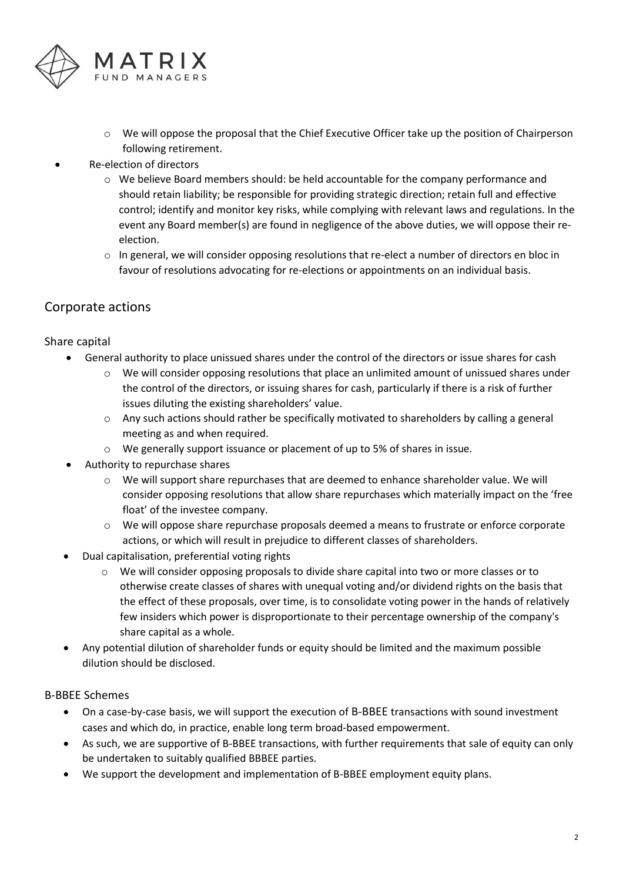- We will oppose the proposal that the Chief Executive Officer take up the position of Chairperson following retirement.
- Re-election of directors
    - We believe Board members should: be held accountable for the company performance and should retain liability; be responsible for providing strategic direction; retain full and effective control; identify and monitor key risks, while complying with relevant laws and regulations. In the event any Board member(s) are found in negligence of the above duties, we will oppose their re-election.
    - In general, we will consider opposing resolutions that re-elect a number of directors en bloc in favour of resolutions advocating for re-elections or appointments on an individual basis.

## Corporate actions

### Share capital

- General authority to place unissued shares under the control of the directors or issue shares for cash
    - We will consider opposing resolutions that place an unlimited amount of unissued shares under the control of the directors, or issuing shares for cash, particularly if there is a risk of further issues diluting the existing shareholders' value.
    - Any such actions should rather be specifically motivated to shareholders by calling a general meeting as and when required.
    - We generally support issuance or placement of up to 5% of shares in issue.
- Authority to repurchase shares
    - We will support share repurchases that are deemed to enhance shareholder value. We will consider opposing resolutions that allow share repurchases which materially impact on the 'free float' of the investee company.
    - We will oppose share repurchase proposals deemed a means to frustrate or enforce corporate actions, or which will result in prejudice to different classes of shareholders.
- Dual capitalisation, preferential voting rights
    - We will consider opposing proposals to divide share capital into two or more classes or to otherwise create classes of shares with unequal voting and/or dividend rights on the basis that the effect of these proposals, over time, is to consolidate voting power in the hands of relatively few insiders which power is disproportionate to their percentage ownership of the company's share capital as a whole.
- Any potential dilution of shareholder funds or equity should be limited and the maximum possible dilution should be disclosed.

### B-BBEE Schemes

- On a case-by-case basis, we will support the execution of B-BBEE transactions with sound investment cases and which do, in practice, enable long term broad-based empowerment.
- As such, we are supportive of B-BBEE transactions, with further requirements that sale of equity can only be undertaken to suitably qualified BBBEE parties.
- We support the development and implementation of B-BBEE employment equity plans.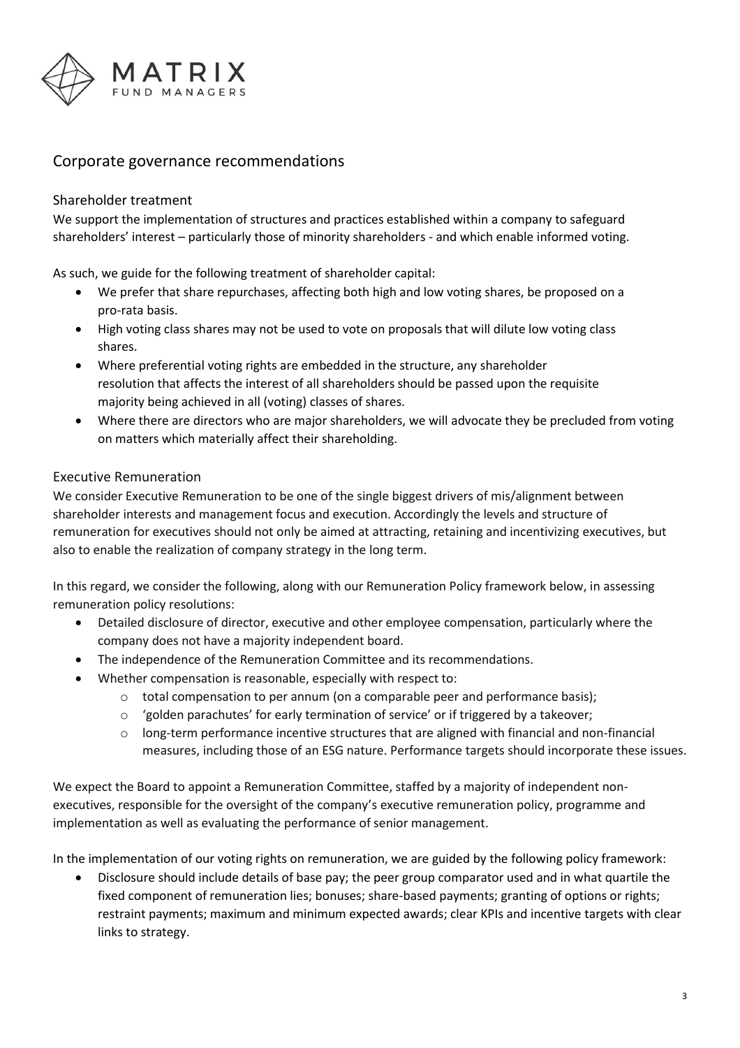## Corporate governance recommendations

### Shareholder treatment

We support the implementation of structures and practices established within a company to safeguard shareholders' interest – particularly those of minority shareholders - and which enable informed voting.

As such, we guide for the following treatment of shareholder capital:

- We prefer that share repurchases, affecting both high and low voting shares, be proposed on a pro-rata basis.
- High voting class shares may not be used to vote on proposals that will dilute low voting class shares.
- Where preferential voting rights are embedded in the structure, any shareholder resolution that affects the interest of all shareholders should be passed upon the requisite majority being achieved in all (voting) classes of shares.
- Where there are directors who are major shareholders, we will advocate they be precluded from voting on matters which materially affect their shareholding.

### Executive Remuneration

We consider Executive Remuneration to be one of the single biggest drivers of mis/alignment between shareholder interests and management focus and execution. Accordingly the levels and structure of remuneration for executives should not only be aimed at attracting, retaining and incentivizing executives, but also to enable the realization of company strategy in the long term.

In this regard, we consider the following, along with our Remuneration Policy framework below, in assessing remuneration policy resolutions:

- Detailed disclosure of director, executive and other employee compensation, particularly where the company does not have a majority independent board.
- The independence of the Remuneration Committee and its recommendations.
- Whether compensation is reasonable, especially with respect to:
  - total compensation to per annum (on a comparable peer and performance basis);
  - 'golden parachutes' for early termination of service' or if triggered by a takeover;
  - long-term performance incentive structures that are aligned with financial and non-financial measures, including those of an ESG nature. Performance targets should incorporate these issues.

We expect the Board to appoint a Remuneration Committee, staffed by a majority of independent non-executives, responsible for the oversight of the company's executive remuneration policy, programme and implementation as well as evaluating the performance of senior management.

In the implementation of our voting rights on remuneration, we are guided by the following policy framework:

- Disclosure should include details of base pay; the peer group comparator used and in what quartile the fixed component of remuneration lies; bonuses; share-based payments; granting of options or rights; restraint payments; maximum and minimum expected awards; clear KPIs and incentive targets with clear links to strategy.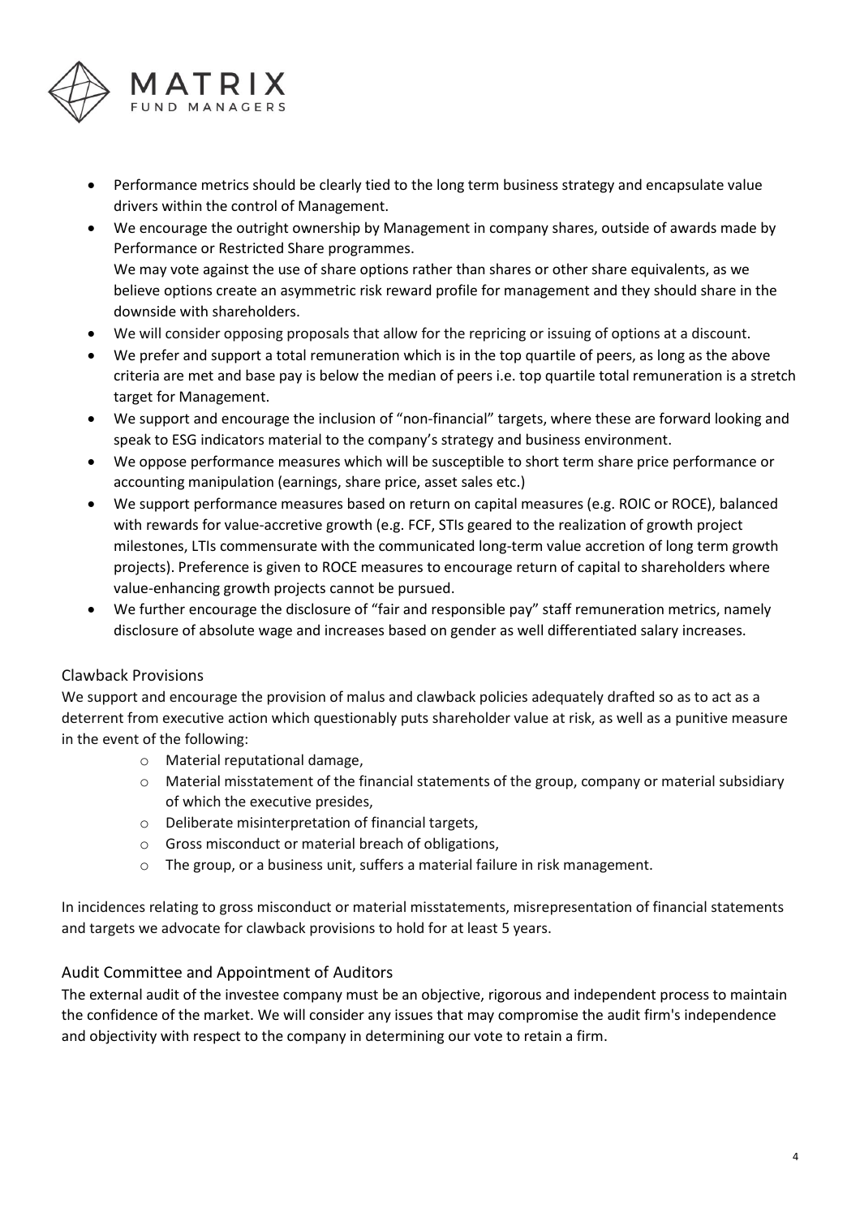- Performance metrics should be clearly tied to the long term business strategy and encapsulate value drivers within the control of Management.
- We encourage the outright ownership by Management in company shares, outside of awards made by Performance or Restricted Share programmes.
  We may vote against the use of share options rather than shares or other share equivalents, as we believe options create an asymmetric risk reward profile for management and they should share in the downside with shareholders.
- We will consider opposing proposals that allow for the repricing or issuing of options at a discount.
- We prefer and support a total remuneration which is in the top quartile of peers, as long as the above criteria are met and base pay is below the median of peers i.e. top quartile total remuneration is a stretch target for Management.
- We support and encourage the inclusion of "non-financial" targets, where these are forward looking and speak to ESG indicators material to the company's strategy and business environment.
- We oppose performance measures which will be susceptible to short term share price performance or accounting manipulation (earnings, share price, asset sales etc.)
- We support performance measures based on return on capital measures (e.g. ROIC or ROCE), balanced with rewards for value-accretive growth (e.g. FCF, STIs geared to the realization of growth project milestones, LTIs commensurate with the communicated long-term value accretion of long term growth projects). Preference is given to ROCE measures to encourage return of capital to shareholders where value-enhancing growth projects cannot be pursued.
- We further encourage the disclosure of "fair and responsible pay" staff remuneration metrics, namely disclosure of absolute wage and increases based on gender as well differentiated salary increases.

## Clawback Provisions

We support and encourage the provision of malus and clawback policies adequately drafted so as to act as a deterrent from executive action which questionably puts shareholder value at risk, as well as a punitive measure in the event of the following:

- Material reputational damage,
- Material misstatement of the financial statements of the group, company or material subsidiary of which the executive presides,
- Deliberate misinterpretation of financial targets,
- Gross misconduct or material breach of obligations,
- The group, or a business unit, suffers a material failure in risk management.

In incidences relating to gross misconduct or material misstatements, misrepresentation of financial statements and targets we advocate for clawback provisions to hold for at least 5 years.

## Audit Committee and Appointment of Auditors

The external audit of the investee company must be an objective, rigorous and independent process to maintain the confidence of the market. We will consider any issues that may compromise the audit firm's independence and objectivity with respect to the company in determining our vote to retain a firm.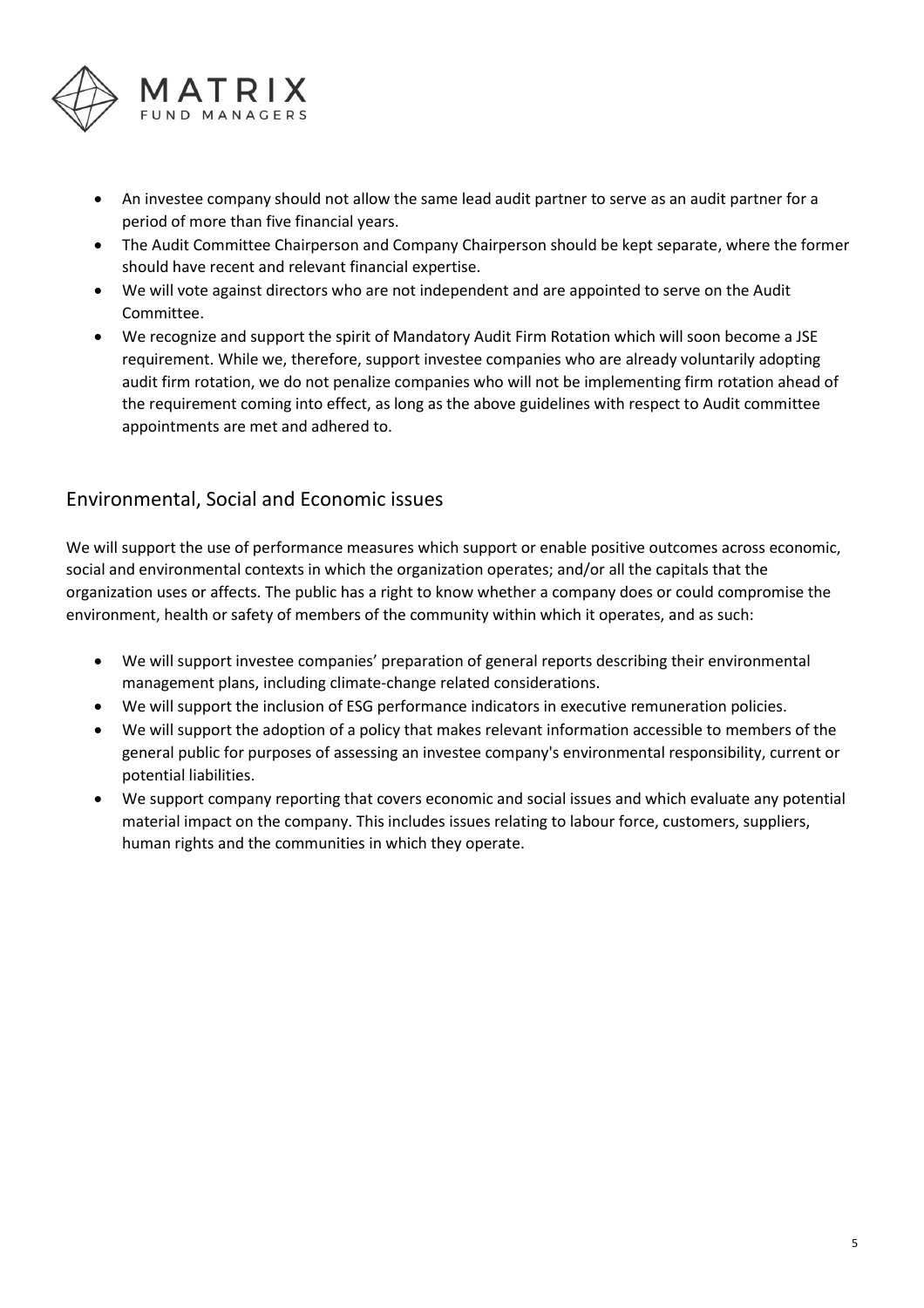- An investee company should not allow the same lead audit partner to serve as an audit partner for a period of more than five financial years.
- The Audit Committee Chairperson and Company Chairperson should be kept separate, where the former should have recent and relevant financial expertise.
- We will vote against directors who are not independent and are appointed to serve on the Audit Committee.
- We recognize and support the spirit of Mandatory Audit Firm Rotation which will soon become a JSE requirement. While we, therefore, support investee companies who are already voluntarily adopting audit firm rotation, we do not penalize companies who will not be implementing firm rotation ahead of the requirement coming into effect, as long as the above guidelines with respect to Audit committee appointments are met and adhered to.

## Environmental, Social and Economic issues

We will support the use of performance measures which support or enable positive outcomes across economic, social and environmental contexts in which the organization operates; and/or all the capitals that the organization uses or affects. The public has a right to know whether a company does or could compromise the environment, health or safety of members of the community within which it operates, and as such:

- We will support investee companies' preparation of general reports describing their environmental management plans, including climate-change related considerations.
- We will support the inclusion of ESG performance indicators in executive remuneration policies.
- We will support the adoption of a policy that makes relevant information accessible to members of the general public for purposes of assessing an investee company's environmental responsibility, current or potential liabilities.
- We support company reporting that covers economic and social issues and which evaluate any potential material impact on the company. This includes issues relating to labour force, customers, suppliers, human rights and the communities in which they operate.